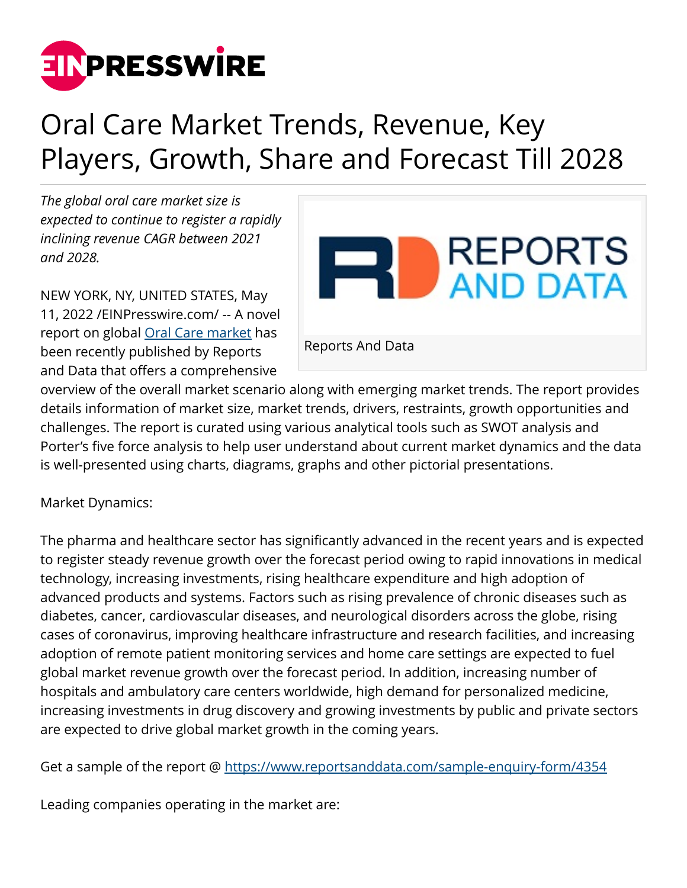# Oral Care Market Trends, Revenue, Key Players, Growth, Share and Forecast Till 2028

*The global oral care market size is expected to continue to register a rapidly inclining revenue CAGR between 2021 and 2028.*

Reports And Data

NEW YORK, NY, UNITED STATES, May 11, 2022 /EINPresswire.com/ -- A novel report on global [Oral Care market](Oral Care market) has been recently published by Reports and Data that offers a comprehensive overview of the overall market scenario along with emerging market trends. The report provides details information of market size, market trends, drivers, restraints, growth opportunities and challenges. The report is curated using various analytical tools such as SWOT analysis and Porter's five force analysis to help user understand about current market dynamics and the data is well-presented using charts, diagrams, graphs and other pictorial presentations.

Market Dynamics:

The pharma and healthcare sector has significantly advanced in the recent years and is expected to register steady revenue growth over the forecast period owing to rapid innovations in medical technology, increasing investments, rising healthcare expenditure and high adoption of advanced products and systems. Factors such as rising prevalence of chronic diseases such as diabetes, cancer, cardiovascular diseases, and neurological disorders across the globe, rising cases of coronavirus, improving healthcare infrastructure and research facilities, and increasing adoption of remote patient monitoring services and home care settings are expected to fuel global market revenue growth over the forecast period. In addition, increasing number of hospitals and ambulatory care centers worldwide, high demand for personalized medicine, increasing investments in drug discovery and growing investments by public and private sectors are expected to drive global market growth in the coming years.

Get a sample of the report @ https://www.reportsanddata.com/sample-enquiry-form/4354

Leading companies operating in the market are: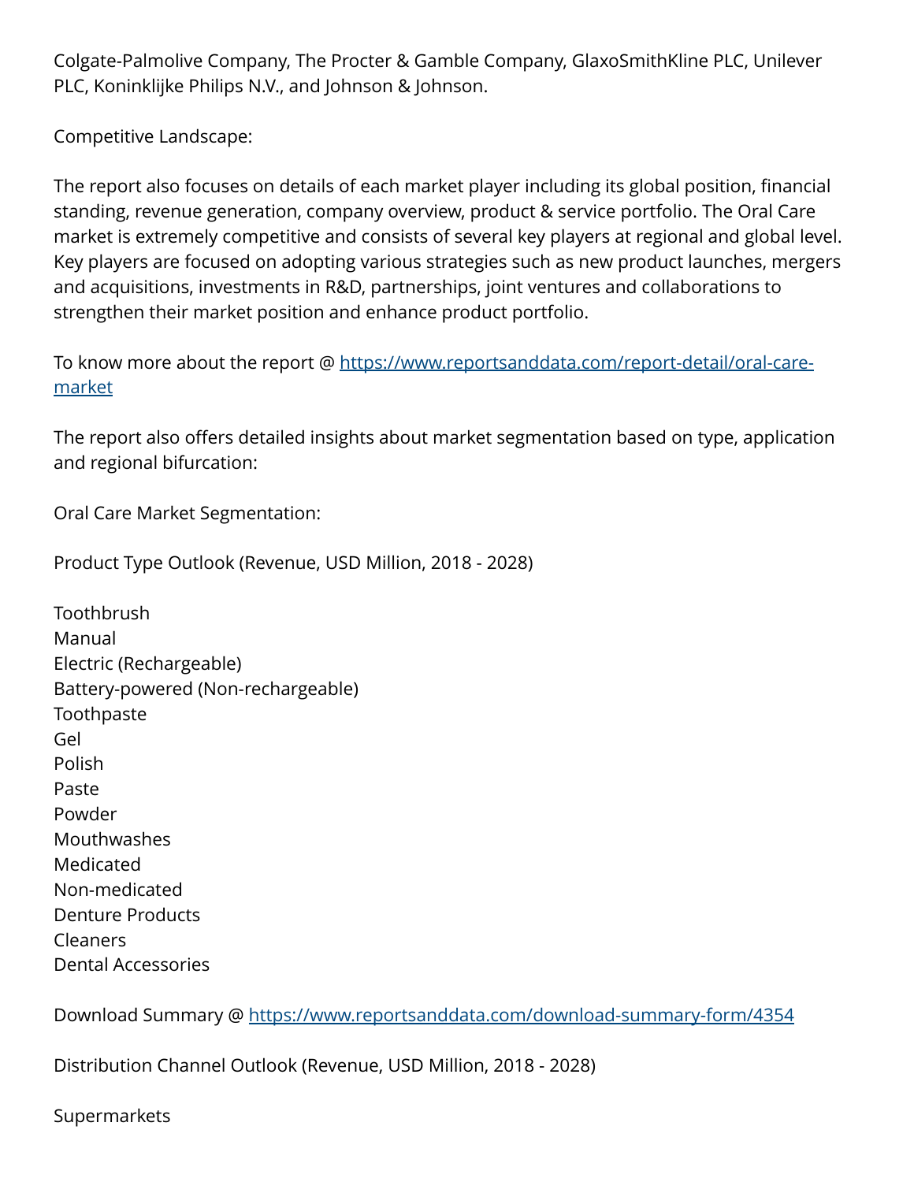Colgate-Palmolive Company, The Procter & Gamble Company, GlaxoSmithKline PLC, Unilever PLC, Koninklijke Philips N.V., and Johnson & Johnson.

Competitive Landscape:

The report also focuses on details of each market player including its global position, financial standing, revenue generation, company overview, product & service portfolio. The Oral Care market is extremely competitive and consists of several key players at regional and global level. Key players are focused on adopting various strategies such as new product launches, mergers and acquisitions, investments in R&D, partnerships, joint ventures and collaborations to strengthen their market position and enhance product portfolio.

To know more about the report @ [https://www.reportsanddata.com/report-detail/oral-care-market](https://www.reportsanddata.com/report-detail/oral-care-market)

The report also offers detailed insights about market segmentation based on type, application and regional bifurcation:

Oral Care Market Segmentation:

Product Type Outlook (Revenue, USD Million, 2018 - 2028)

Toothbrush
Manual
Electric (Rechargeable)
Battery-powered (Non-rechargeable)
Toothpaste
Gel
Polish
Paste
Powder
Mouthwashes
Medicated
Non-medicated
Denture Products
Cleaners
Dental Accessories

Download Summary @ [https://www.reportsanddata.com/download-summary-form/4354](https://www.reportsanddata.com/download-summary-form/4354)

Distribution Channel Outlook (Revenue, USD Million, 2018 - 2028)

Supermarkets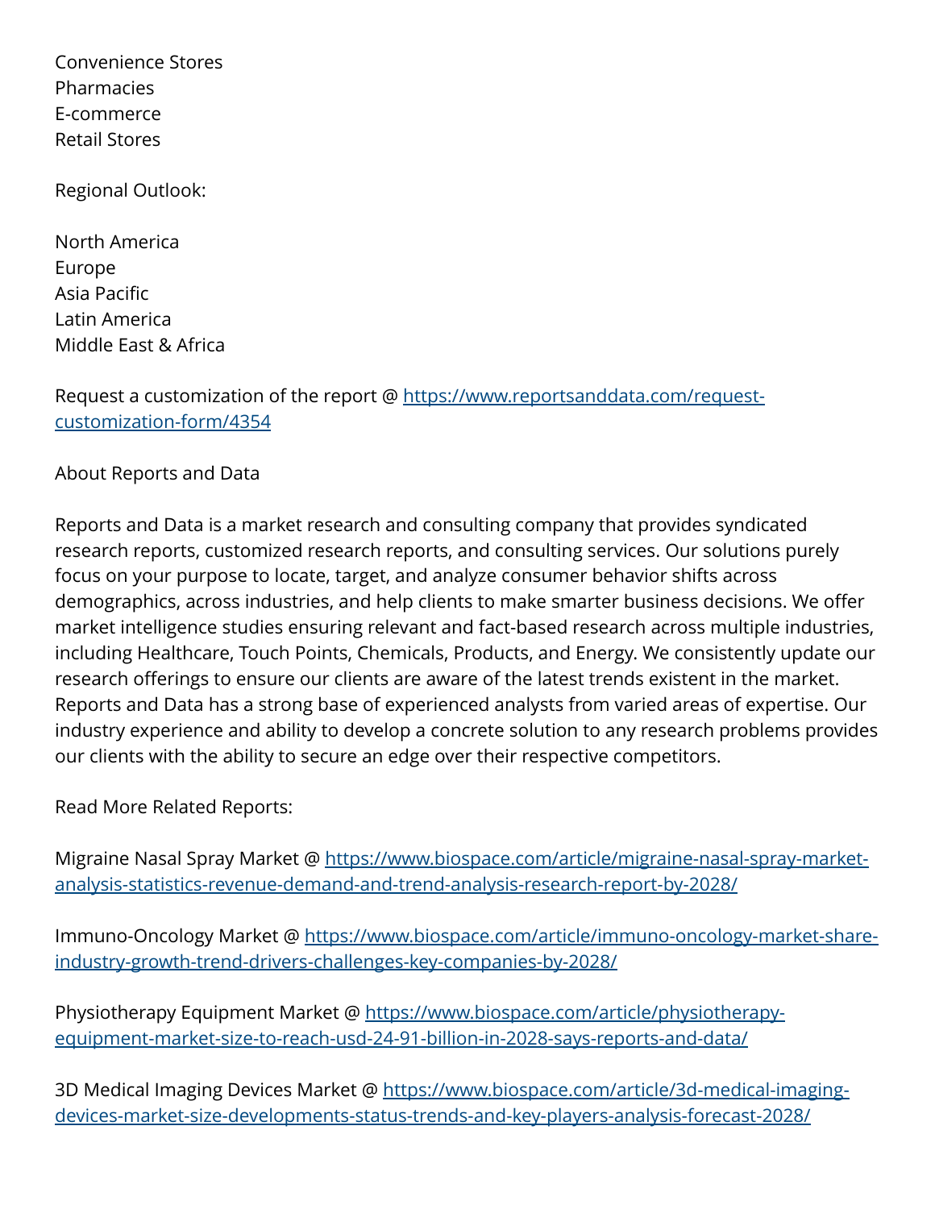Convenience Stores
Pharmacies
E-commerce
Retail Stores

Regional Outlook:

North America
Europe
Asia Pacific
Latin America
Middle East & Africa

Request a customization of the report @ https://www.reportsanddata.com/request-customization-form/4354

About Reports and Data

Reports and Data is a market research and consulting company that provides syndicated research reports, customized research reports, and consulting services. Our solutions purely focus on your purpose to locate, target, and analyze consumer behavior shifts across demographics, across industries, and help clients to make smarter business decisions. We offer market intelligence studies ensuring relevant and fact-based research across multiple industries, including Healthcare, Touch Points, Chemicals, Products, and Energy. We consistently update our research offerings to ensure our clients are aware of the latest trends existent in the market. Reports and Data has a strong base of experienced analysts from varied areas of expertise. Our industry experience and ability to develop a concrete solution to any research problems provides our clients with the ability to secure an edge over their respective competitors.

Read More Related Reports:

Migraine Nasal Spray Market @ https://www.biospace.com/article/migraine-nasal-spray-market-analysis-statistics-revenue-demand-and-trend-analysis-research-report-by-2028/

Immuno-Oncology Market @ https://www.biospace.com/article/immuno-oncology-market-share-industry-growth-trend-drivers-challenges-key-companies-by-2028/

Physiotherapy Equipment Market @ https://www.biospace.com/article/physiotherapy-equipment-market-size-to-reach-usd-24-91-billion-in-2028-says-reports-and-data/

3D Medical Imaging Devices Market @ https://www.biospace.com/article/3d-medical-imaging-devices-market-size-developments-status-trends-and-key-players-analysis-forecast-2028/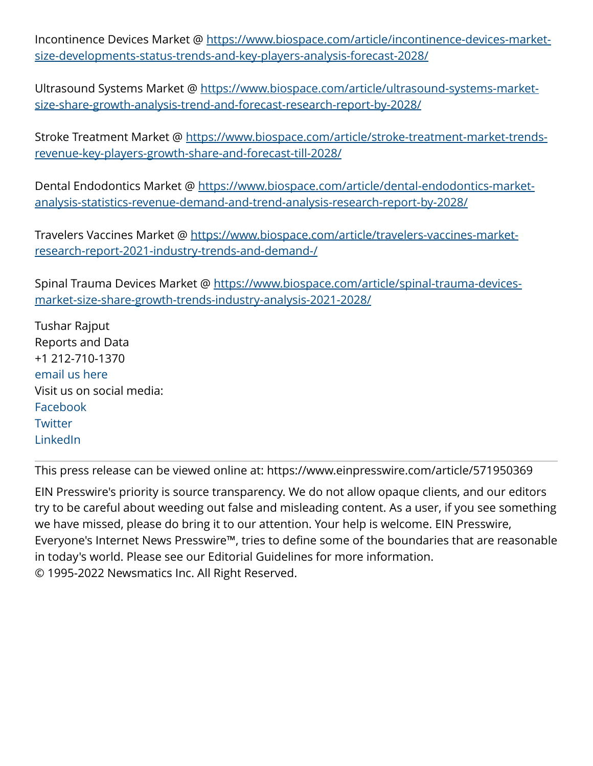Incontinence Devices Market @ https://www.biospace.com/article/incontinence-devices-market-size-developments-status-trends-and-key-players-analysis-forecast-2028/

Ultrasound Systems Market @ https://www.biospace.com/article/ultrasound-systems-market-size-share-growth-analysis-trend-and-forecast-research-report-by-2028/

Stroke Treatment Market @ https://www.biospace.com/article/stroke-treatment-market-trends-revenue-key-players-growth-share-and-forecast-till-2028/

Dental Endodontics Market @ https://www.biospace.com/article/dental-endodontics-market-analysis-statistics-revenue-demand-and-trend-analysis-research-report-by-2028/

Travelers Vaccines Market @ https://www.biospace.com/article/travelers-vaccines-market-research-report-2021-industry-trends-and-demand-/

Spinal Trauma Devices Market @ https://www.biospace.com/article/spinal-trauma-devices-market-size-share-growth-trends-industry-analysis-2021-2028/

Tushar Rajput
Reports and Data
+1 212-710-1370
email us here
Visit us on social media:
Facebook
Twitter
LinkedIn

---

This press release can be viewed online at: https://www.einpresswire.com/article/571950369

EIN Presswire's priority is source transparency. We do not allow opaque clients, and our editors try to be careful about weeding out false and misleading content. As a user, if you see something we have missed, please do bring it to our attention. Your help is welcome. EIN Presswire, Everyone's Internet News Presswire™, tries to define some of the boundaries that are reasonable in today's world. Please see our Editorial Guidelines for more information.
© 1995-2022 Newsmatics Inc. All Right Reserved.